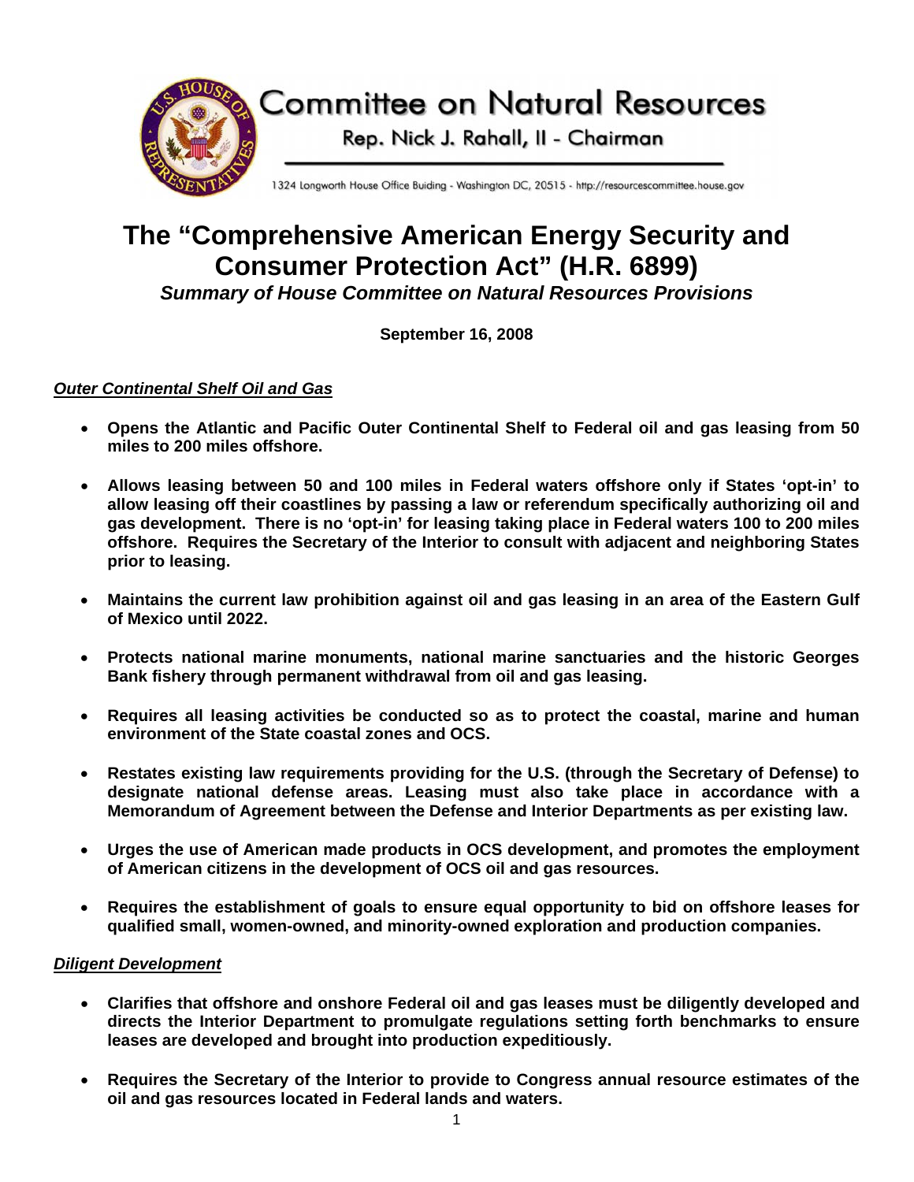# Committee on Natural Resources

Rep. Nick J. Rahall, II - Chairman

1324 Longworth House Office Buiding - Washington DC, 20515 - http://resourcescommittee.house.gov

# The "Comprehensive American Energy Security and Consumer Protection Act" (H.R. 6899)

***Summary of House Committee on Natural Resources Provisions***

**September 16, 2008**

***Outer Continental Shelf Oil and Gas***

- **Opens the Atlantic and Pacific Outer Continental Shelf to Federal oil and gas leasing from 50 miles to 200 miles offshore.**
- **Allows leasing between 50 and 100 miles in Federal waters offshore only if States 'opt-in' to allow leasing off their coastlines by passing a law or referendum specifically authorizing oil and gas development. There is no 'opt-in' for leasing taking place in Federal waters 100 to 200 miles offshore. Requires the Secretary of the Interior to consult with adjacent and neighboring States prior to leasing.**
- **Maintains the current law prohibition against oil and gas leasing in an area of the Eastern Gulf of Mexico until 2022.**
- **Protects national marine monuments, national marine sanctuaries and the historic Georges Bank fishery through permanent withdrawal from oil and gas leasing.**
- **Requires all leasing activities be conducted so as to protect the coastal, marine and human environment of the State coastal zones and OCS.**
- **Restates existing law requirements providing for the U.S. (through the Secretary of Defense) to designate national defense areas. Leasing must also take place in accordance with a Memorandum of Agreement between the Defense and Interior Departments as per existing law.**
- **Urges the use of American made products in OCS development, and promotes the employment of American citizens in the development of OCS oil and gas resources.**
- **Requires the establishment of goals to ensure equal opportunity to bid on offshore leases for qualified small, women-owned, and minority-owned exploration and production companies.**

***Diligent Development***

- **Clarifies that offshore and onshore Federal oil and gas leases must be diligently developed and directs the Interior Department to promulgate regulations setting forth benchmarks to ensure leases are developed and brought into production expeditiously.**
- **Requires the Secretary of the Interior to provide to Congress annual resource estimates of the oil and gas resources located in Federal lands and waters.**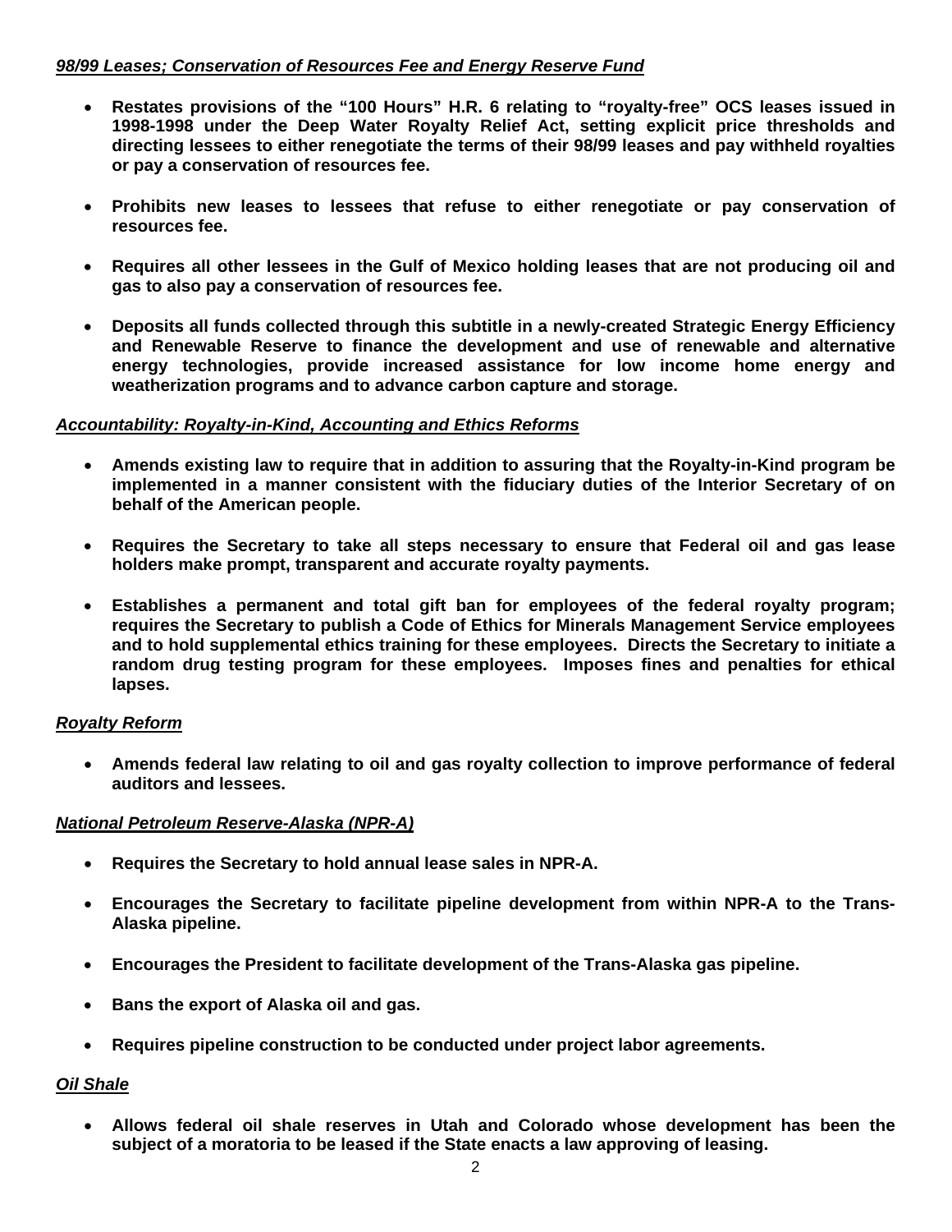***98/99 Leases; Conservation of Resources Fee and Energy Reserve Fund***

- **Restates provisions of the "100 Hours" H.R. 6 relating to "royalty-free" OCS leases issued in 1998-1998 under the Deep Water Royalty Relief Act, setting explicit price thresholds and directing lessees to either renegotiate the terms of their 98/99 leases and pay withheld royalties or pay a conservation of resources fee.**

- **Prohibits new leases to lessees that refuse to either renegotiate or pay conservation of resources fee.**

- **Requires all other lessees in the Gulf of Mexico holding leases that are not producing oil and gas to also pay a conservation of resources fee.**

- **Deposits all funds collected through this subtitle in a newly-created Strategic Energy Efficiency and Renewable Reserve to finance the development and use of renewable and alternative energy technologies, provide increased assistance for low income home energy and weatherization programs and to advance carbon capture and storage.**

***Accountability: Royalty-in-Kind, Accounting and Ethics Reforms***

- **Amends existing law to require that in addition to assuring that the Royalty-in-Kind program be implemented in a manner consistent with the fiduciary duties of the Interior Secretary of on behalf of the American people.**

- **Requires the Secretary to take all steps necessary to ensure that Federal oil and gas lease holders make prompt, transparent and accurate royalty payments.**

- **Establishes a permanent and total gift ban for employees of the federal royalty program; requires the Secretary to publish a Code of Ethics for Minerals Management Service employees and to hold supplemental ethics training for these employees. Directs the Secretary to initiate a random drug testing program for these employees. Imposes fines and penalties for ethical lapses.**

***Royalty Reform***

- **Amends federal law relating to oil and gas royalty collection to improve performance of federal auditors and lessees.**

***National Petroleum Reserve-Alaska (NPR-A)***

- **Requires the Secretary to hold annual lease sales in NPR-A.**

- **Encourages the Secretary to facilitate pipeline development from within NPR-A to the Trans-Alaska pipeline.**

- **Encourages the President to facilitate development of the Trans-Alaska gas pipeline.**

- **Bans the export of Alaska oil and gas.**

- **Requires pipeline construction to be conducted under project labor agreements.**

***Oil Shale***

- **Allows federal oil shale reserves in Utah and Colorado whose development has been the subject of a moratoria to be leased if the State enacts a law approving of leasing.**